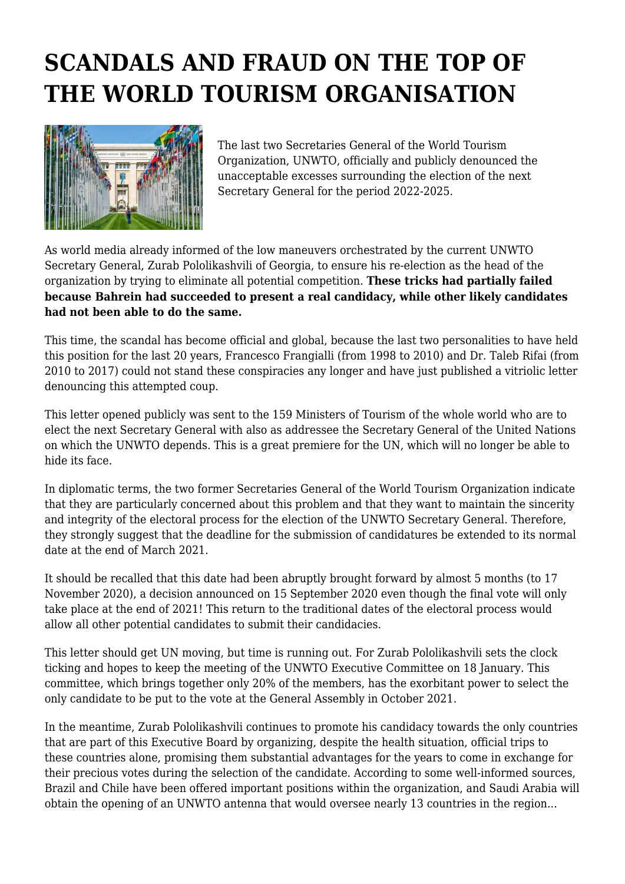# SCANDALS AND FRAUD ON THE TOP OF THE WORLD TOURISM ORGANISATION

The last two Secretaries General of the World Tourism Organization, UNWTO, officially and publicly denounced the unacceptable excesses surrounding the election of the next Secretary General for the period 2022-2025.

As world media already informed of the low maneuvers orchestrated by the current UNWTO Secretary General, Zurab Pololikashvili of Georgia, to ensure his re-election as the head of the organization by trying to eliminate all potential competition. **These tricks had partially failed because Bahrein had succeeded to present a real candidacy, while other likely candidates had not been able to do the same.**

This time, the scandal has become official and global, because the last two personalities to have held this position for the last 20 years, Francesco Frangialli (from 1998 to 2010) and Dr. Taleb Rifai (from 2010 to 2017) could not stand these conspiracies any longer and have just published a vitriolic letter denouncing this attempted coup.

This letter opened publicly was sent to the 159 Ministers of Tourism of the whole world who are to elect the next Secretary General with also as addressee the Secretary General of the United Nations on which the UNWTO depends. This is a great premiere for the UN, which will no longer be able to hide its face.

In diplomatic terms, the two former Secretaries General of the World Tourism Organization indicate that they are particularly concerned about this problem and that they want to maintain the sincerity and integrity of the electoral process for the election of the UNWTO Secretary General. Therefore, they strongly suggest that the deadline for the submission of candidatures be extended to its normal date at the end of March 2021.

It should be recalled that this date had been abruptly brought forward by almost 5 months (to 17 November 2020), a decision announced on 15 September 2020 even though the final vote will only take place at the end of 2021! This return to the traditional dates of the electoral process would allow all other potential candidates to submit their candidacies.

This letter should get UN moving, but time is running out. For Zurab Pololikashvili sets the clock ticking and hopes to keep the meeting of the UNWTO Executive Committee on 18 January. This committee, which brings together only 20% of the members, has the exorbitant power to select the only candidate to be put to the vote at the General Assembly in October 2021.

In the meantime, Zurab Pololikashvili continues to promote his candidacy towards the only countries that are part of this Executive Board by organizing, despite the health situation, official trips to these countries alone, promising them substantial advantages for the years to come in exchange for their precious votes during the selection of the candidate. According to some well-informed sources, Brazil and Chile have been offered important positions within the organization, and Saudi Arabia will obtain the opening of an UNWTO antenna that would oversee nearly 13 countries in the region...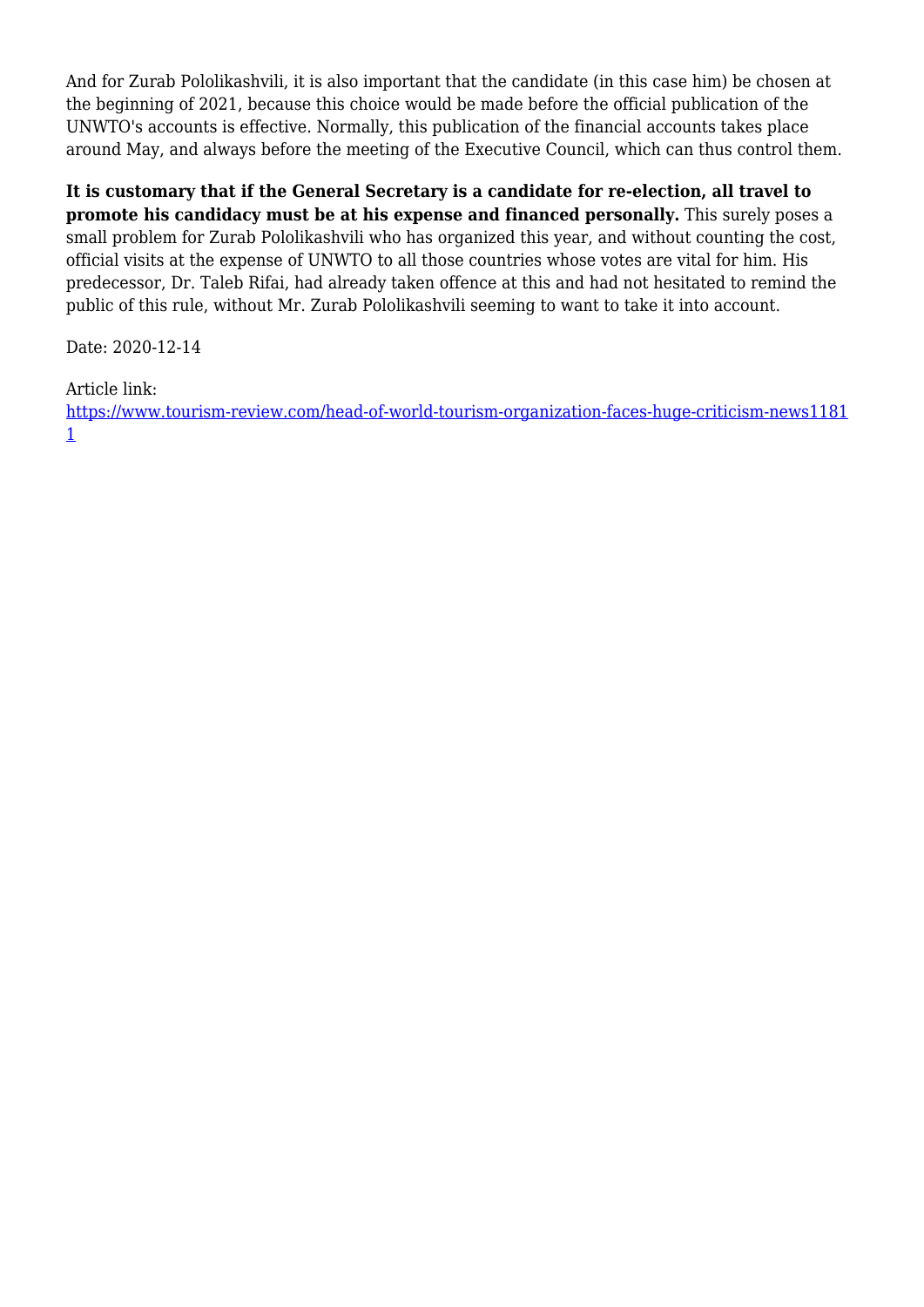And for Zurab Pololikashvili, it is also important that the candidate (in this case him) be chosen at the beginning of 2021, because this choice would be made before the official publication of the UNWTO's accounts is effective. Normally, this publication of the financial accounts takes place around May, and always before the meeting of the Executive Council, which can thus control them.

**It is customary that if the General Secretary is a candidate for re-election, all travel to promote his candidacy must be at his expense and financed personally.** This surely poses a small problem for Zurab Pololikashvili who has organized this year, and without counting the cost, official visits at the expense of UNWTO to all those countries whose votes are vital for him. His predecessor, Dr. Taleb Rifai, had already taken offence at this and had not hesitated to remind the public of this rule, without Mr. Zurab Pololikashvili seeming to want to take it into account.

Date: 2020-12-14

Article link:
[https://www.tourism-review.com/head-of-world-tourism-organization-faces-huge-criticism-news11811](https://www.tourism-review.com/head-of-world-tourism-organization-faces-huge-criticism-news11811)